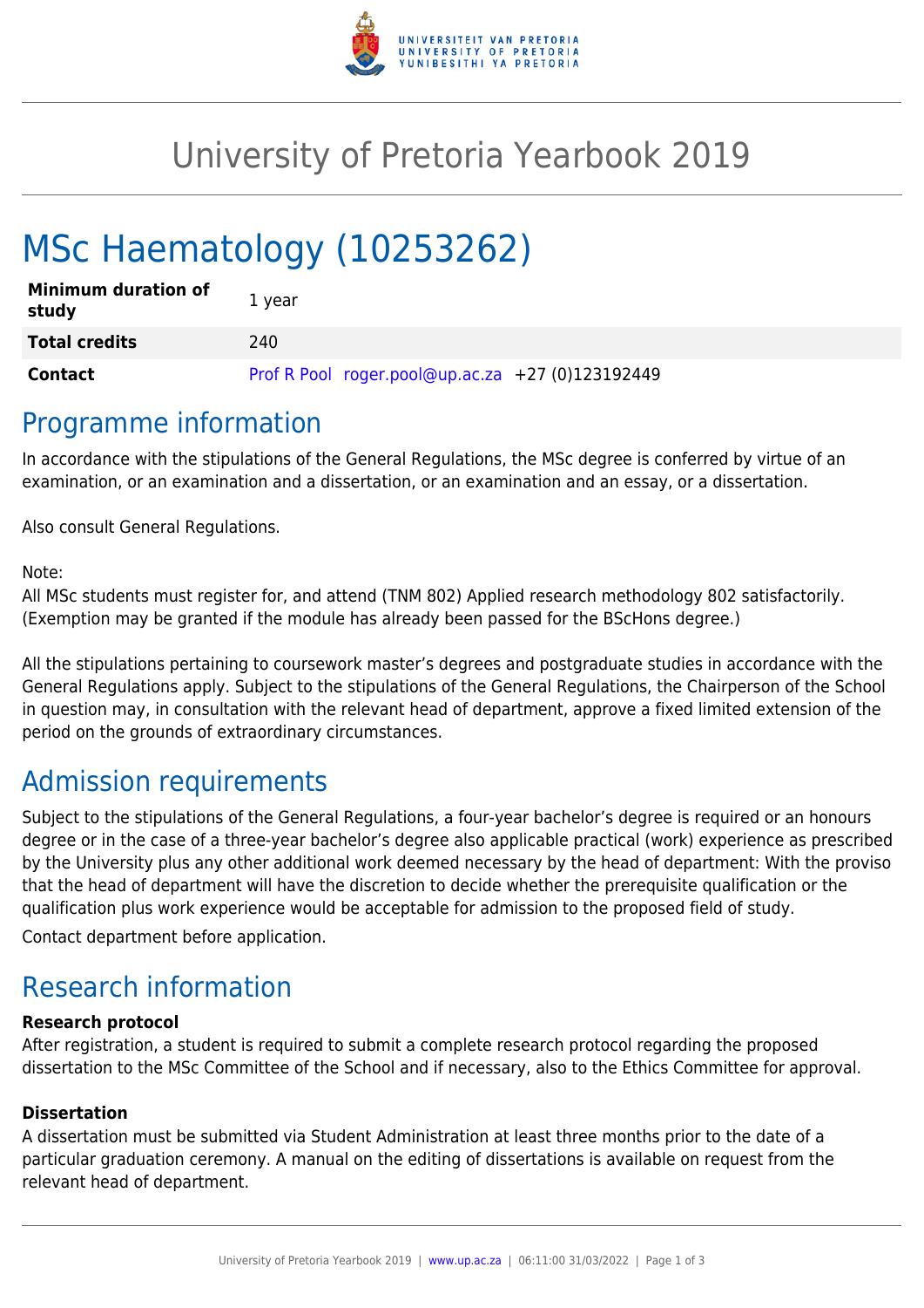# University of Pretoria Yearbook 2019

# MSc Haematology (10253262)

| **Minimum duration of study** | 1 year |
| --- | --- |
| **Total credits** | 240 |
| **Contact** | Prof R Pool roger.pool@up.ac.za +27 (0)123192449 |

## Programme information

In accordance with the stipulations of the General Regulations, the MSc degree is conferred by virtue of an examination, or an examination and a dissertation, or an examination and an essay, or a dissertation.

Also consult General Regulations.

Note:
All MSc students must register for, and attend (TNM 802) Applied research methodology 802 satisfactorily. (Exemption may be granted if the module has already been passed for the BScHons degree.)

All the stipulations pertaining to coursework master's degrees and postgraduate studies in accordance with the General Regulations apply. Subject to the stipulations of the General Regulations, the Chairperson of the School in question may, in consultation with the relevant head of department, approve a fixed limited extension of the period on the grounds of extraordinary circumstances.

## Admission requirements

Subject to the stipulations of the General Regulations, a four-year bachelor's degree is required or an honours degree or in the case of a three-year bachelor's degree also applicable practical (work) experience as prescribed by the University plus any other additional work deemed necessary by the head of department: With the proviso that the head of department will have the discretion to decide whether the prerequisite qualification or the qualification plus work experience would be acceptable for admission to the proposed field of study.

Contact department before application.

## Research information

### Research protocol

After registration, a student is required to submit a complete research protocol regarding the proposed dissertation to the MSc Committee of the School and if necessary, also to the Ethics Committee for approval.

### Dissertation

A dissertation must be submitted via Student Administration at least three months prior to the date of a particular graduation ceremony. A manual on the editing of dissertations is available on request from the relevant head of department.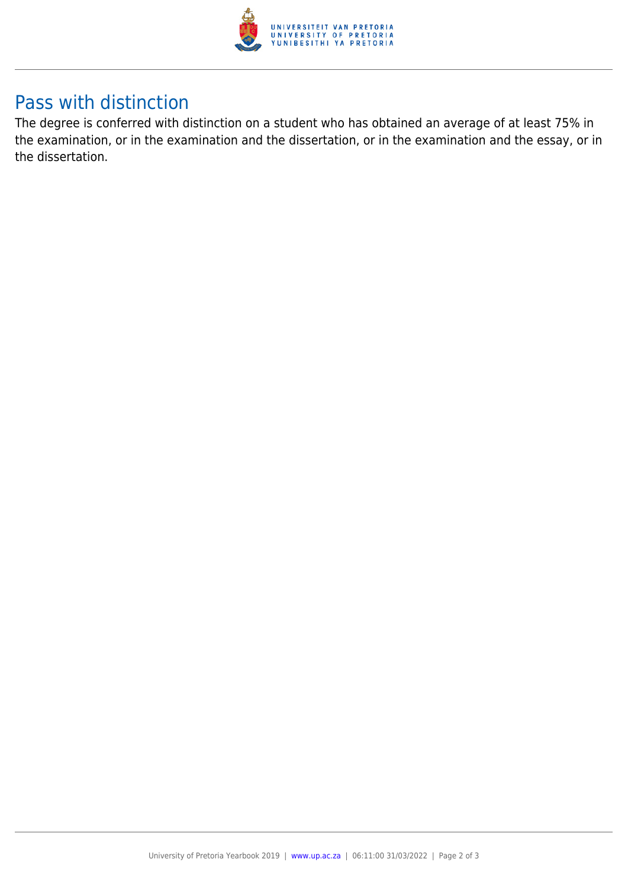## Pass with distinction

The degree is conferred with distinction on a student who has obtained an average of at least 75% in the examination, or in the examination and the dissertation, or in the examination and the essay, or in the dissertation.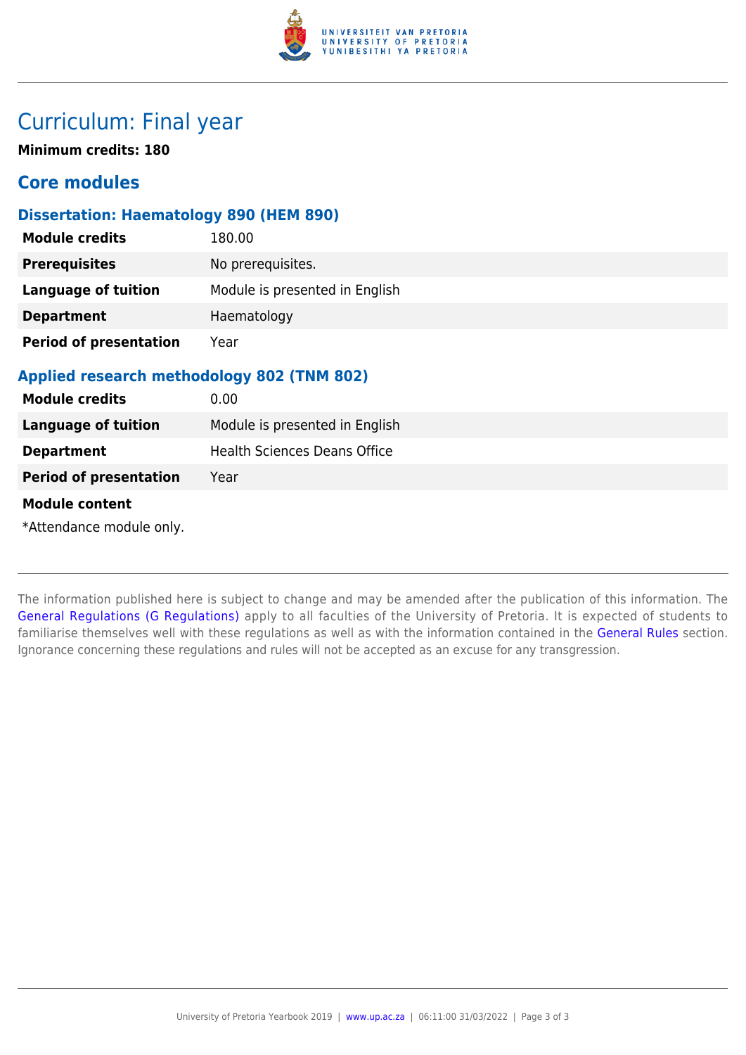# Curriculum: Final year

**Minimum credits: 180**

## Core modules

### Dissertation: Haematology 890 (HEM 890)

| | |
|---|---|
| **Module credits** | 180.00 |
| **Prerequisites** | No prerequisites. |
| **Language of tuition** | Module is presented in English |
| **Department** | Haematology |
| **Period of presentation** | Year |

### Applied research methodology 802 (TNM 802)

| | |
|---|---|
| **Module credits** | 0.00 |
| **Language of tuition** | Module is presented in English |
| **Department** | Health Sciences Deans Office |
| **Period of presentation** | Year |

**Module content**

*Attendance module only.

The information published here is subject to change and may be amended after the publication of this information. The General Regulations (G Regulations) apply to all faculties of the University of Pretoria. It is expected of students to familiarise themselves well with these regulations as well as with the information contained in the General Rules section. Ignorance concerning these regulations and rules will not be accepted as an excuse for any transgression.